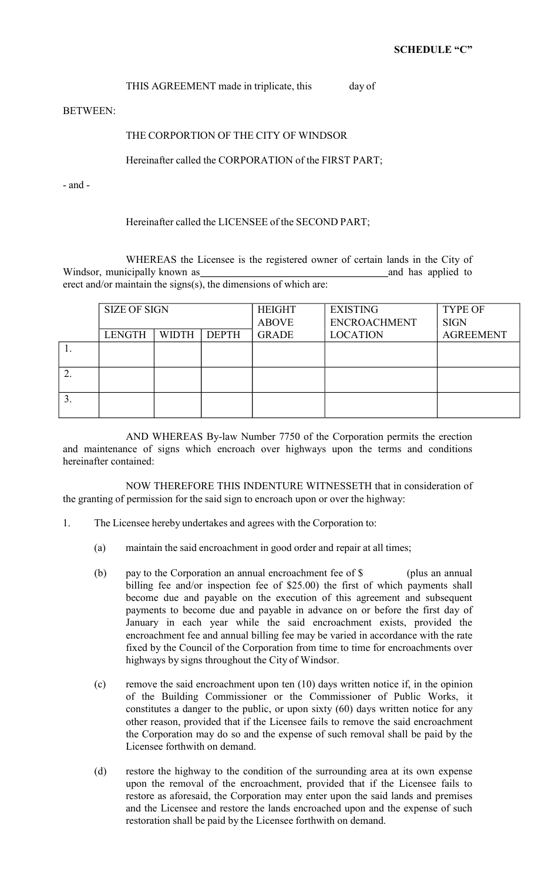**SCHEDULE "C"**

THIS AGREEMENT made in triplicate, this day of

BETWEEN:

THE CORPORTION OF THE CITY OF WINDSOR

Hereinafter called the CORPORATION of the FIRST PART;

- and -

Hereinafter called the LICENSEE of the SECOND PART;

WHEREAS the Licensee is the registered owner of certain lands in the City of Windsor, municipally known as \_\_\_\_\_\_\_\_\_\_\_\_\_\_\_\_\_\_\_\_\_\_\_\_\_\_\_\_\_\_\_\_\_\_\_\_ and has applied to erect and/or maintain the signs(s), the dimensions of which are:

| | SIZE OF SIGN | | | HEIGHT ABOVE GRADE | EXISTING ENCROACHMENT LOCATION | TYPE OF SIGN AGREEMENT |
|---|---|---|---|---|---|---|
| | LENGTH | WIDTH | DEPTH | | | |
| 1. | | | | | | |
| 2. | | | | | | |
| 3. | | | | | | |

AND WHEREAS By-law Number 7750 of the Corporation permits the erection and maintenance of signs which encroach over highways upon the terms and conditions hereinafter contained:

NOW THEREFORE THIS INDENTURE WITNESSETH that in consideration of the granting of permission for the said sign to encroach upon or over the highway:

1. The Licensee hereby undertakes and agrees with the Corporation to:

   (a) maintain the said encroachment in good order and repair at all times;

   (b) pay to the Corporation an annual encroachment fee of $ (plus an annual billing fee and/or inspection fee of $25.00) the first of which payments shall become due and payable on the execution of this agreement and subsequent payments to become due and payable in advance on or before the first day of January in each year while the said encroachment exists, provided the encroachment fee and annual billing fee may be varied in accordance with the rate fixed by the Council of the Corporation from time to time for encroachments over highways by signs throughout the City of Windsor.

   (c) remove the said encroachment upon ten (10) days written notice if, in the opinion of the Building Commissioner or the Commissioner of Public Works, it constitutes a danger to the public, or upon sixty (60) days written notice for any other reason, provided that if the Licensee fails to remove the said encroachment the Corporation may do so and the expense of such removal shall be paid by the Licensee forthwith on demand.

   (d) restore the highway to the condition of the surrounding area at its own expense upon the removal of the encroachment, provided that if the Licensee fails to restore as aforesaid, the Corporation may enter upon the said lands and premises and the Licensee and restore the lands encroached upon and the expense of such restoration shall be paid by the Licensee forthwith on demand.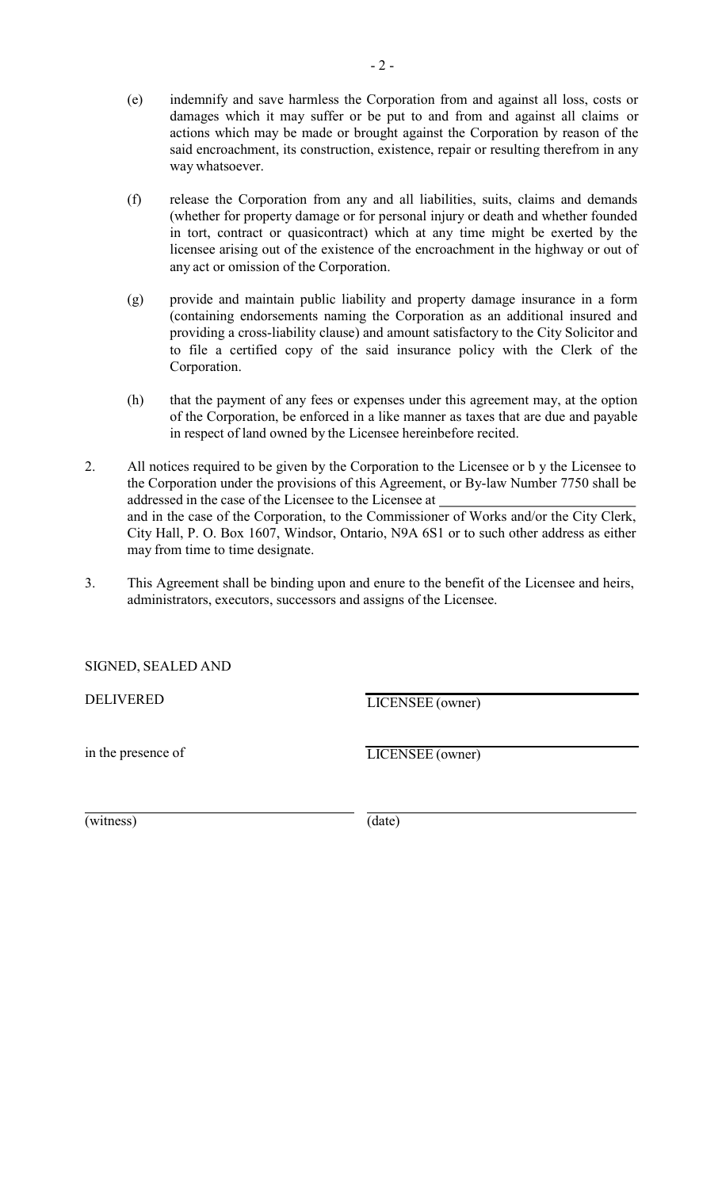(e) indemnify and save harmless the Corporation from and against all loss, costs or damages which it may suffer or be put to and from and against all claims or actions which may be made or brought against the Corporation by reason of the said encroachment, its construction, existence, repair or resulting therefrom in any way whatsoever.

(f) release the Corporation from any and all liabilities, suits, claims and demands (whether for property damage or for personal injury or death and whether founded in tort, contract or quasicontract) which at any time might be exerted by the licensee arising out of the existence of the encroachment in the highway or out of any act or omission of the Corporation.

(g) provide and maintain public liability and property damage insurance in a form (containing endorsements naming the Corporation as an additional insured and providing a cross-liability clause) and amount satisfactory to the City Solicitor and to file a certified copy of the said insurance policy with the Clerk of the Corporation.

(h) that the payment of any fees or expenses under this agreement may, at the option of the Corporation, be enforced in a like manner as taxes that are due and payable in respect of land owned by the Licensee hereinbefore recited.

2. All notices required to be given by the Corporation to the Licensee or b y the Licensee to the Corporation under the provisions of this Agreement, or By-law Number 7750 shall be addressed in the case of the Licensee to the Licensee at ____________________________ and in the case of the Corporation, to the Commissioner of Works and/or the City Clerk, City Hall, P. O. Box 1607, Windsor, Ontario, N9A 6S1 or to such other address as either may from time to time designate.

3. This Agreement shall be binding upon and enure to the benefit of the Licensee and heirs, administrators, executors, successors and assigns of the Licensee.

SIGNED, SEALED AND

DELIVERED ____________________________ LICENSEE (owner)

in the presence of ____________________________ LICENSEE (owner)

____________________________ (witness) ____________________________ (date)